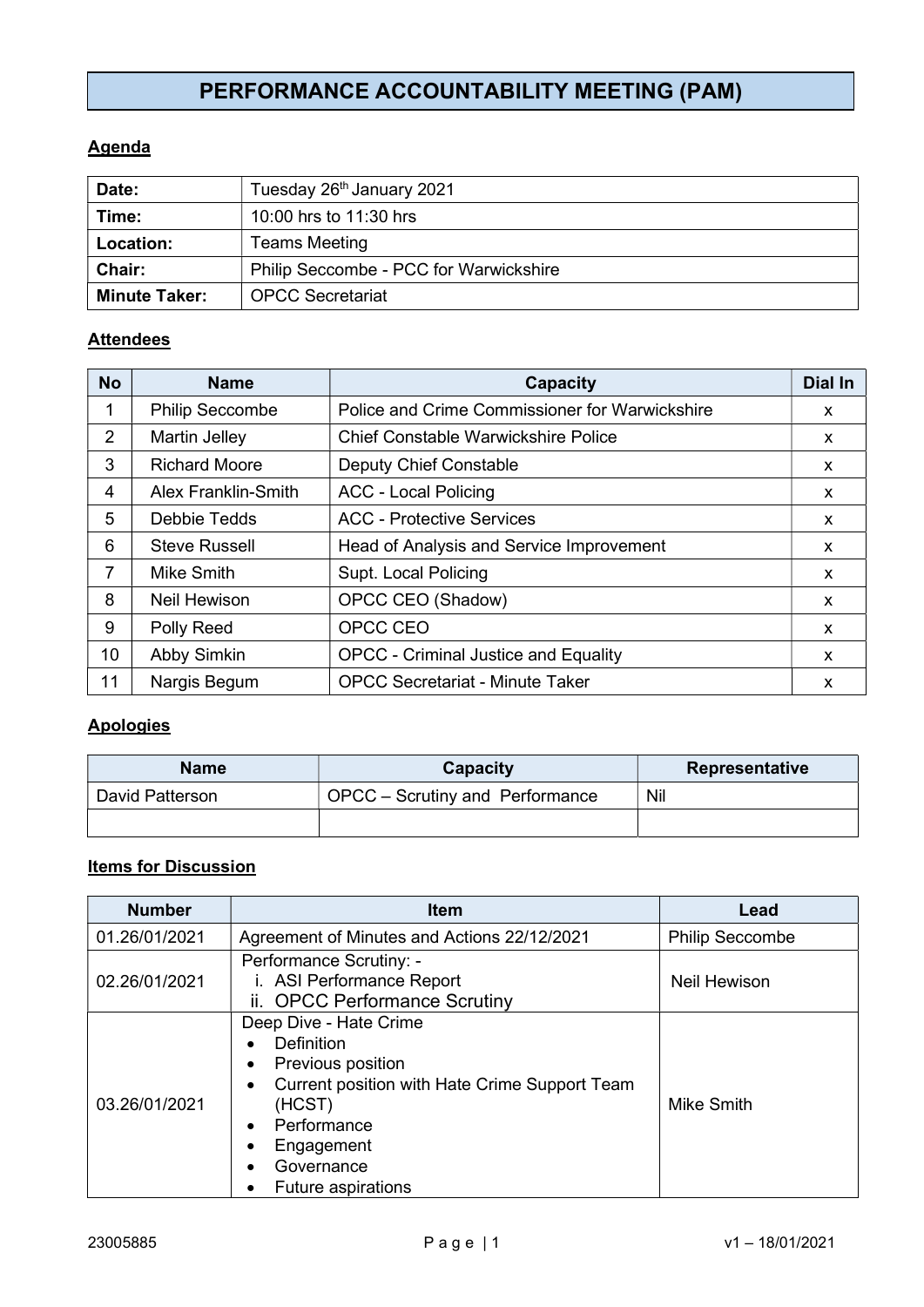# PERFORMANCE ACCOUNTABILITY MEETING (PAM)

## Agenda

| | |
|---|---|
| **Date:** | Tuesday 26th January 2021 |
| **Time:** | 10:00 hrs to 11:30 hrs |
| **Location:** | Teams Meeting |
| **Chair:** | Philip Seccombe - PCC for Warwickshire |
| **Minute Taker:** | OPCC Secretariat |

## Attendees

| No | Name | Capacity | Dial In |
|---|---|---|---|
| 1 | Philip Seccombe | Police and Crime Commissioner for Warwickshire | x |
| 2 | Martin Jelley | Chief Constable Warwickshire Police | x |
| 3 | Richard Moore | Deputy Chief Constable | x |
| 4 | Alex Franklin-Smith | ACC - Local Policing | x |
| 5 | Debbie Tedds | ACC - Protective Services | x |
| 6 | Steve Russell | Head of Analysis and Service Improvement | x |
| 7 | Mike Smith | Supt. Local Policing | x |
| 8 | Neil Hewison | OPCC CEO (Shadow) | x |
| 9 | Polly Reed | OPCC CEO | x |
| 10 | Abby Simkin | OPCC - Criminal Justice and Equality | x |
| 11 | Nargis Begum | OPCC Secretariat - Minute Taker | x |

## Apologies

| Name | Capacity | Representative |
|---|---|---|
| David Patterson | OPCC – Scrutiny and Performance | Nil |
| | | |

## Items for Discussion

| Number | Item | Lead |
|---|---|---|
| 01.26/01/2021 | Agreement of Minutes and Actions 22/12/2021 | Philip Seccombe |
| 02.26/01/2021 | Performance Scrutiny: - <br> i. ASI Performance Report <br> ii. OPCC Performance Scrutiny | Neil Hewison |
| 03.26/01/2021 | Deep Dive - Hate Crime <br> • Definition <br> • Previous position <br> • Current position with Hate Crime Support Team (HCST) <br> • Performance <br> • Engagement <br> • Governance <br> • Future aspirations | Mike Smith |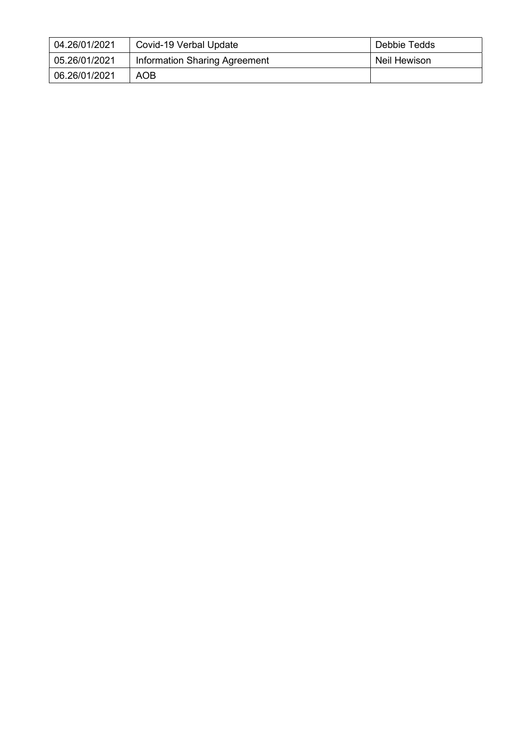| | | |
|---|---|---|
| 04.26/01/2021 | Covid-19 Verbal Update | Debbie Tedds |
| 05.26/01/2021 | Information Sharing Agreement | Neil Hewison |
| 06.26/01/2021 | AOB | |